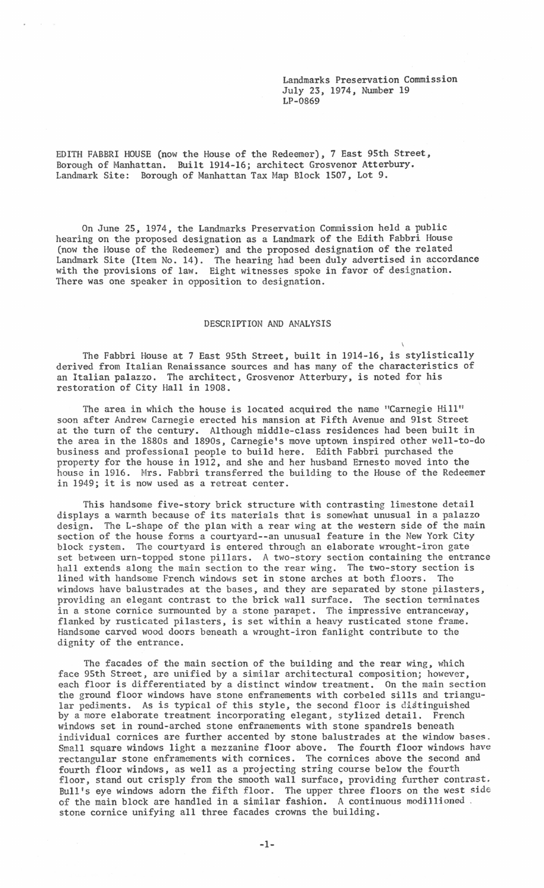Landmarks Preservation Commission
July 23, 1974, Number 19
LP-0869

EDITH FABBRI HOUSE (now the House of the Redeemer), 7 East 95th Street, Borough of Manhattan. Built 1914-16; architect Grosvenor Atterbury.
Landmark Site: Borough of Manhattan Tax Map Block 1507, Lot 9.

On June 25, 1974, the Landmarks Preservation Commission held a public hearing on the proposed designation as a Landmark of the Edith Fabbri House (now the House of the Redeemer) and the proposed designation of the related Landmark Site (Item No. 14). The hearing had been duly advertised in accordance with the provisions of law. Eight witnesses spoke in favor of designation. There was one speaker in opposition to designation.

## DESCRIPTION AND ANALYSIS

The Fabbri House at 7 East 95th Street, built in 1914-16, is stylistically derived from Italian Renaissance sources and has many of the characteristics of an Italian palazzo. The architect, Grosvenor Atterbury, is noted for his restoration of City Hall in 1908.

The area in which the house is located acquired the name "Carnegie Hill" soon after Andrew Carnegie erected his mansion at Fifth Avenue and 91st Street at the turn of the century. Although middle-class residences had been built in the area in the 1880s and 1890s, Carnegie's move uptown inspired other well-to-do business and professional people to build here. Edith Fabbri purchased the property for the house in 1912, and she and her husband Ernesto moved into the house in 1916. Mrs. Fabbri transferred the building to the House of the Redeemer in 1949; it is now used as a retreat center.

This handsome five-story brick structure with contrasting limestone detail displays a warmth because of its materials that is somewhat unusual in a palazzo design. The L-shape of the plan with a rear wing at the western side of the main section of the house forms a courtyard--an unusual feature in the New York City block system. The courtyard is entered through an elaborate wrought-iron gate set between urn-topped stone pillars. A two-story section containing the entrance hall extends along the main section to the rear wing. The two-story section is lined with handsome French windows set in stone arches at both floors. The windows have balustrades at the bases, and they are separated by stone pilasters, providing an elegant contrast to the brick wall surface. The section terminates in a stone cornice surmounted by a stone parapet. The impressive entranceway, flanked by rusticated pilasters, is set within a heavy rusticated stone frame. Handsome carved wood doors beneath a wrought-iron fanlight contribute to the dignity of the entrance.

The facades of the main section of the building and the rear wing, which face 95th Street, are unified by a similar architectural composition; however, each floor is differentiated by a distinct window treatment. On the main section the ground floor windows have stone enframements with corbeled sills and triangular pediments. As is typical of this style, the second floor is distinguished by a more elaborate treatment incorporating elegant, stylized detail. French windows set in round-arched stone enframements with stone spandrels beneath individual cornices are further accented by stone balustrades at the window bases. Small square windows light a mezzanine floor above. The fourth floor windows have rectangular stone enframements with cornices. The cornices above the second and fourth floor windows, as well as a projecting string course below the fourth floor, stand out crisply from the smooth wall surface, providing further contrast. Bull's eye windows adorn the fifth floor. The upper three floors on the west side of the main block are handled in a similar fashion. A continuous modillioned stone cornice unifying all three facades crowns the building.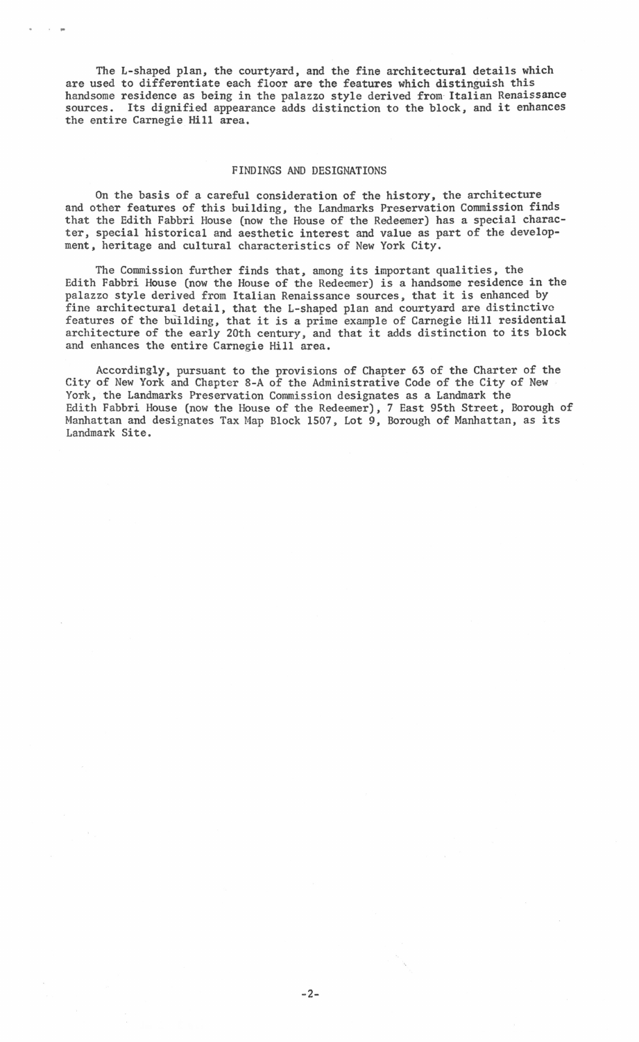The L-shaped plan, the courtyard, and the fine architectural details which are used to differentiate each floor are the features which distinguish this handsome residence as being in the palazzo style derived from Italian Renaissance sources. Its dignified appearance adds distinction to the block, and it enhances the entire Carnegie Hill area.

## FINDINGS AND DESIGNATIONS

On the basis of a careful consideration of the history, the architecture and other features of this building, the Landmarks Preservation Commission finds that the Edith Fabbri House (now the House of the Redeemer) has a special character, special historical and aesthetic interest and value as part of the development, heritage and cultural characteristics of New York City.

The Commission further finds that, among its important qualities, the Edith Fabbri House (now the House of the Redeemer) is a handsome residence in the palazzo style derived from Italian Renaissance sources, that it is enhanced by fine architectural detail, that the L-shaped plan and courtyard are distinctive features of the building, that it is a prime example of Carnegie Hill residential architecture of the early 20th century, and that it adds distinction to its block and enhances the entire Carnegie Hill area.

Accordingly, pursuant to the provisions of Chapter 63 of the Charter of the City of New York and Chapter 8-A of the Administrative Code of the City of New York, the Landmarks Preservation Commission designates as a Landmark the Edith Fabbri House (now the House of the Redeemer), 7 East 95th Street, Borough of Manhattan and designates Tax Map Block 1507, Lot 9, Borough of Manhattan, as its Landmark Site.